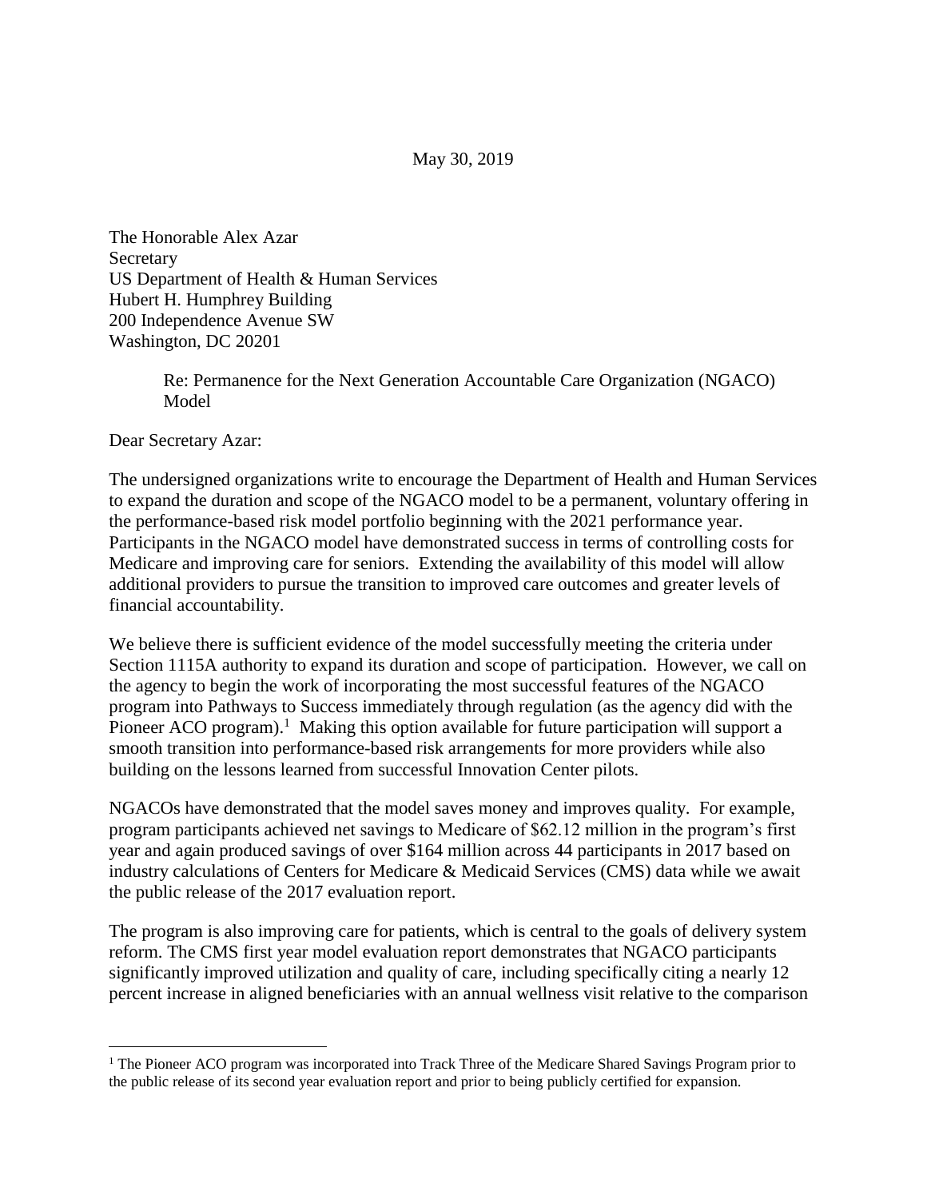May 30, 2019

The Honorable Alex Azar
Secretary
US Department of Health & Human Services
Hubert H. Humphrey Building
200 Independence Avenue SW
Washington, DC 20201

Re: Permanence for the Next Generation Accountable Care Organization (NGACO) Model

Dear Secretary Azar:

The undersigned organizations write to encourage the Department of Health and Human Services to expand the duration and scope of the NGACO model to be a permanent, voluntary offering in the performance-based risk model portfolio beginning with the 2021 performance year. Participants in the NGACO model have demonstrated success in terms of controlling costs for Medicare and improving care for seniors. Extending the availability of this model will allow additional providers to pursue the transition to improved care outcomes and greater levels of financial accountability.

We believe there is sufficient evidence of the model successfully meeting the criteria under Section 1115A authority to expand its duration and scope of participation. However, we call on the agency to begin the work of incorporating the most successful features of the NGACO program into Pathways to Success immediately through regulation (as the agency did with the Pioneer ACO program).[1] Making this option available for future participation will support a smooth transition into performance-based risk arrangements for more providers while also building on the lessons learned from successful Innovation Center pilots.

NGACOs have demonstrated that the model saves money and improves quality. For example, program participants achieved net savings to Medicare of $62.12 million in the program's first year and again produced savings of over $164 million across 44 participants in 2017 based on industry calculations of Centers for Medicare & Medicaid Services (CMS) data while we await the public release of the 2017 evaluation report.

The program is also improving care for patients, which is central to the goals of delivery system reform. The CMS first year model evaluation report demonstrates that NGACO participants significantly improved utilization and quality of care, including specifically citing a nearly 12 percent increase in aligned beneficiaries with an annual wellness visit relative to the comparison

[1] The Pioneer ACO program was incorporated into Track Three of the Medicare Shared Savings Program prior to the public release of its second year evaluation report and prior to being publicly certified for expansion.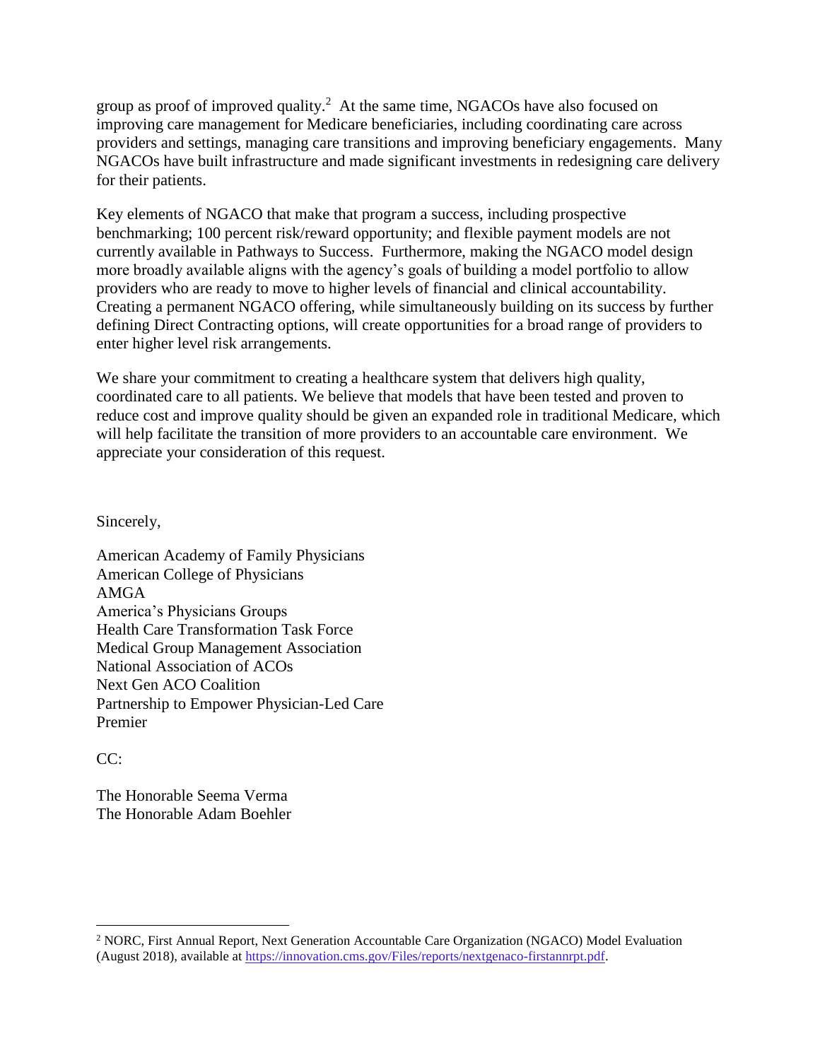group as proof of improved quality.[2] At the same time, NGACOs have also focused on improving care management for Medicare beneficiaries, including coordinating care across providers and settings, managing care transitions and improving beneficiary engagements. Many NGACOs have built infrastructure and made significant investments in redesigning care delivery for their patients.

Key elements of NGACO that make that program a success, including prospective benchmarking; 100 percent risk/reward opportunity; and flexible payment models are not currently available in Pathways to Success. Furthermore, making the NGACO model design more broadly available aligns with the agency's goals of building a model portfolio to allow providers who are ready to move to higher levels of financial and clinical accountability. Creating a permanent NGACO offering, while simultaneously building on its success by further defining Direct Contracting options, will create opportunities for a broad range of providers to enter higher level risk arrangements.

We share your commitment to creating a healthcare system that delivers high quality, coordinated care to all patients. We believe that models that have been tested and proven to reduce cost and improve quality should be given an expanded role in traditional Medicare, which will help facilitate the transition of more providers to an accountable care environment. We appreciate your consideration of this request.

Sincerely,

American Academy of Family Physicians
American College of Physicians
AMGA
America's Physicians Groups
Health Care Transformation Task Force
Medical Group Management Association
National Association of ACOs
Next Gen ACO Coalition
Partnership to Empower Physician-Led Care
Premier

CC:

The Honorable Seema Verma
The Honorable Adam Boehler

[2] NORC, First Annual Report, Next Generation Accountable Care Organization (NGACO) Model Evaluation (August 2018), available at https://innovation.cms.gov/Files/reports/nextgenaco-firstannrpt.pdf.